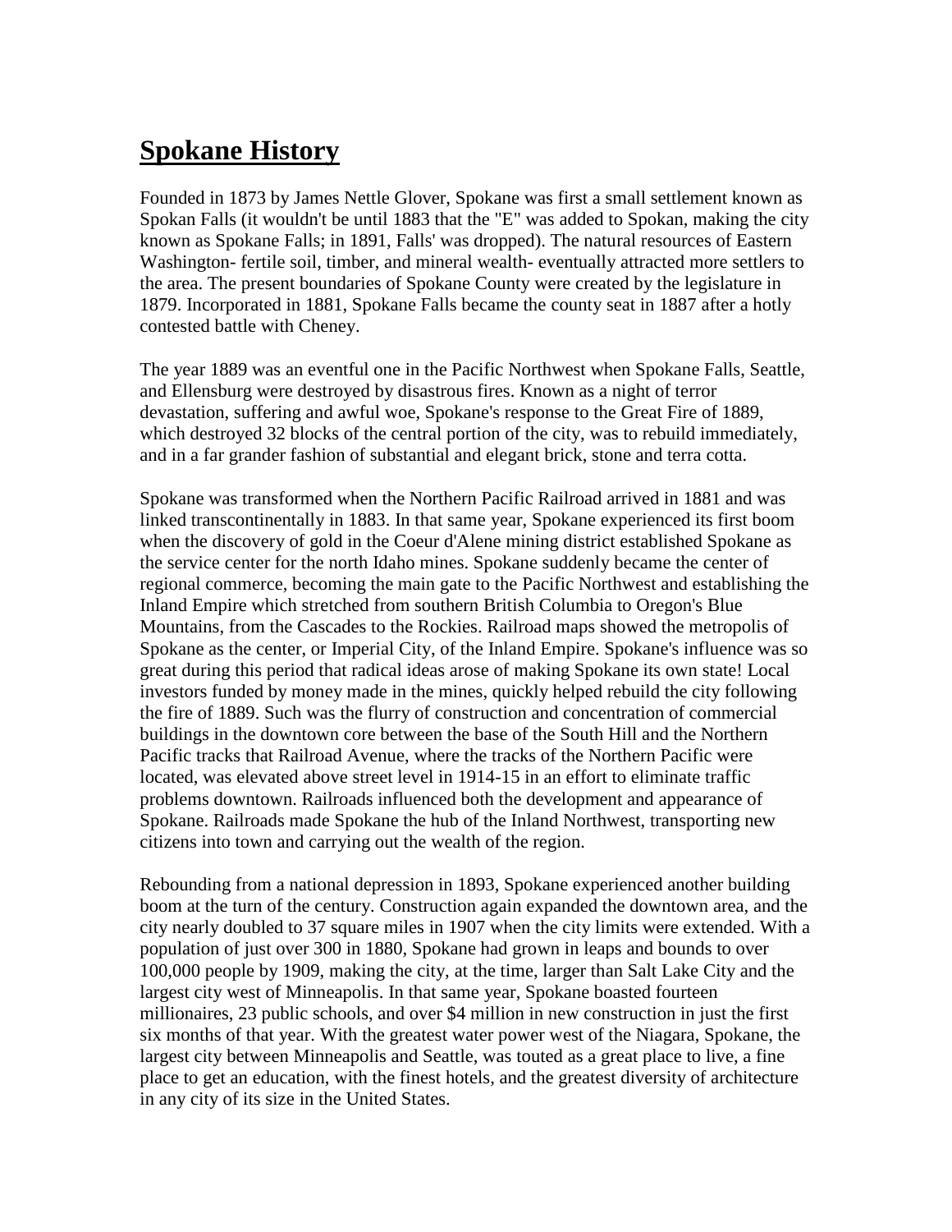# Spokane History

Founded in 1873 by James Nettle Glover, Spokane was first a small settlement known as Spokan Falls (it wouldn't be until 1883 that the "E" was added to Spokan, making the city known as Spokane Falls; in 1891, Falls' was dropped). The natural resources of Eastern Washington- fertile soil, timber, and mineral wealth- eventually attracted more settlers to the area. The present boundaries of Spokane County were created by the legislature in 1879. Incorporated in 1881, Spokane Falls became the county seat in 1887 after a hotly contested battle with Cheney.

The year 1889 was an eventful one in the Pacific Northwest when Spokane Falls, Seattle, and Ellensburg were destroyed by disastrous fires. Known as a night of terror devastation, suffering and awful woe, Spokane's response to the Great Fire of 1889, which destroyed 32 blocks of the central portion of the city, was to rebuild immediately, and in a far grander fashion of substantial and elegant brick, stone and terra cotta.

Spokane was transformed when the Northern Pacific Railroad arrived in 1881 and was linked transcontinentally in 1883. In that same year, Spokane experienced its first boom when the discovery of gold in the Coeur d'Alene mining district established Spokane as the service center for the north Idaho mines. Spokane suddenly became the center of regional commerce, becoming the main gate to the Pacific Northwest and establishing the Inland Empire which stretched from southern British Columbia to Oregon's Blue Mountains, from the Cascades to the Rockies. Railroad maps showed the metropolis of Spokane as the center, or Imperial City, of the Inland Empire. Spokane's influence was so great during this period that radical ideas arose of making Spokane its own state! Local investors funded by money made in the mines, quickly helped rebuild the city following the fire of 1889. Such was the flurry of construction and concentration of commercial buildings in the downtown core between the base of the South Hill and the Northern Pacific tracks that Railroad Avenue, where the tracks of the Northern Pacific were located, was elevated above street level in 1914-15 in an effort to eliminate traffic problems downtown. Railroads influenced both the development and appearance of Spokane. Railroads made Spokane the hub of the Inland Northwest, transporting new citizens into town and carrying out the wealth of the region.

Rebounding from a national depression in 1893, Spokane experienced another building boom at the turn of the century. Construction again expanded the downtown area, and the city nearly doubled to 37 square miles in 1907 when the city limits were extended. With a population of just over 300 in 1880, Spokane had grown in leaps and bounds to over 100,000 people by 1909, making the city, at the time, larger than Salt Lake City and the largest city west of Minneapolis. In that same year, Spokane boasted fourteen millionaires, 23 public schools, and over $4 million in new construction in just the first six months of that year. With the greatest water power west of the Niagara, Spokane, the largest city between Minneapolis and Seattle, was touted as a great place to live, a fine place to get an education, with the finest hotels, and the greatest diversity of architecture in any city of its size in the United States.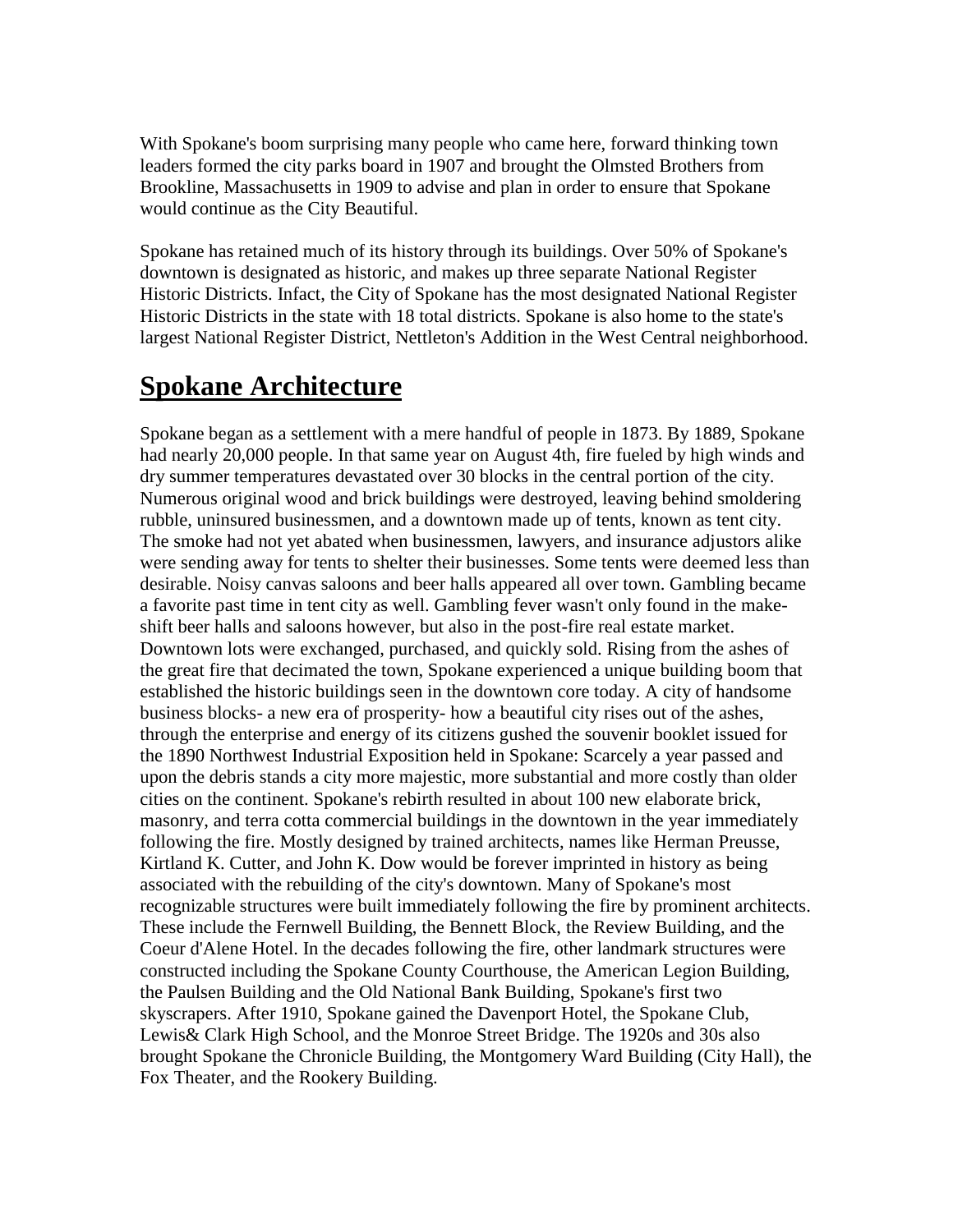With Spokane's boom surprising many people who came here, forward thinking town leaders formed the city parks board in 1907 and brought the Olmsted Brothers from Brookline, Massachusetts in 1909 to advise and plan in order to ensure that Spokane would continue as the City Beautiful.

Spokane has retained much of its history through its buildings. Over 50% of Spokane's downtown is designated as historic, and makes up three separate National Register Historic Districts. Infact, the City of Spokane has the most designated National Register Historic Districts in the state with 18 total districts. Spokane is also home to the state's largest National Register District, Nettleton's Addition in the West Central neighborhood.

## Spokane Architecture

Spokane began as a settlement with a mere handful of people in 1873. By 1889, Spokane had nearly 20,000 people. In that same year on August 4th, fire fueled by high winds and dry summer temperatures devastated over 30 blocks in the central portion of the city. Numerous original wood and brick buildings were destroyed, leaving behind smoldering rubble, uninsured businessmen, and a downtown made up of tents, known as tent city. The smoke had not yet abated when businessmen, lawyers, and insurance adjustors alike were sending away for tents to shelter their businesses. Some tents were deemed less than desirable. Noisy canvas saloons and beer halls appeared all over town. Gambling became a favorite past time in tent city as well. Gambling fever wasn't only found in the make-shift beer halls and saloons however, but also in the post-fire real estate market. Downtown lots were exchanged, purchased, and quickly sold. Rising from the ashes of the great fire that decimated the town, Spokane experienced a unique building boom that established the historic buildings seen in the downtown core today. A city of handsome business blocks- a new era of prosperity- how a beautiful city rises out of the ashes, through the enterprise and energy of its citizens gushed the souvenir booklet issued for the 1890 Northwest Industrial Exposition held in Spokane: Scarcely a year passed and upon the debris stands a city more majestic, more substantial and more costly than older cities on the continent. Spokane's rebirth resulted in about 100 new elaborate brick, masonry, and terra cotta commercial buildings in the downtown in the year immediately following the fire. Mostly designed by trained architects, names like Herman Preusse, Kirtland K. Cutter, and John K. Dow would be forever imprinted in history as being associated with the rebuilding of the city's downtown. Many of Spokane's most recognizable structures were built immediately following the fire by prominent architects. These include the Fernwell Building, the Bennett Block, the Review Building, and the Coeur d'Alene Hotel. In the decades following the fire, other landmark structures were constructed including the Spokane County Courthouse, the American Legion Building, the Paulsen Building and the Old National Bank Building, Spokane's first two skyscrapers. After 1910, Spokane gained the Davenport Hotel, the Spokane Club, Lewis& Clark High School, and the Monroe Street Bridge. The 1920s and 30s also brought Spokane the Chronicle Building, the Montgomery Ward Building (City Hall), the Fox Theater, and the Rookery Building.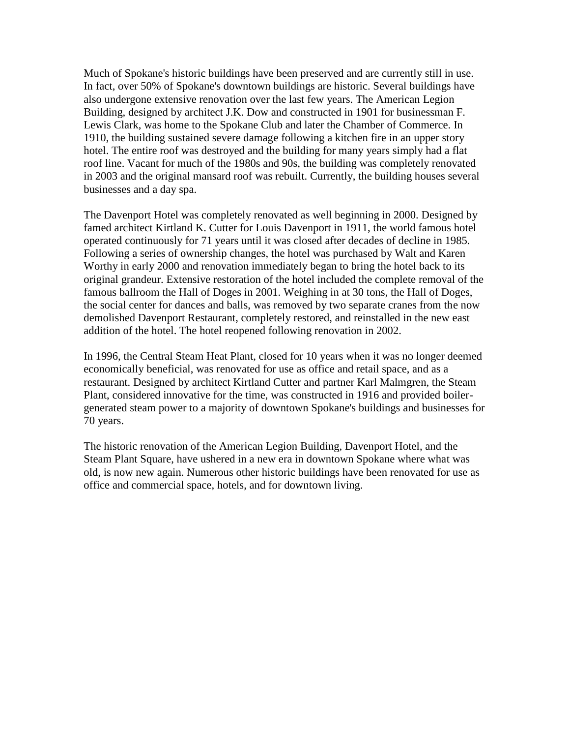Much of Spokane's historic buildings have been preserved and are currently still in use. In fact, over 50% of Spokane's downtown buildings are historic. Several buildings have also undergone extensive renovation over the last few years. The American Legion Building, designed by architect J.K. Dow and constructed in 1901 for businessman F. Lewis Clark, was home to the Spokane Club and later the Chamber of Commerce. In 1910, the building sustained severe damage following a kitchen fire in an upper story hotel. The entire roof was destroyed and the building for many years simply had a flat roof line. Vacant for much of the 1980s and 90s, the building was completely renovated in 2003 and the original mansard roof was rebuilt. Currently, the building houses several businesses and a day spa.

The Davenport Hotel was completely renovated as well beginning in 2000. Designed by famed architect Kirtland K. Cutter for Louis Davenport in 1911, the world famous hotel operated continuously for 71 years until it was closed after decades of decline in 1985. Following a series of ownership changes, the hotel was purchased by Walt and Karen Worthy in early 2000 and renovation immediately began to bring the hotel back to its original grandeur. Extensive restoration of the hotel included the complete removal of the famous ballroom the Hall of Doges in 2001. Weighing in at 30 tons, the Hall of Doges, the social center for dances and balls, was removed by two separate cranes from the now demolished Davenport Restaurant, completely restored, and reinstalled in the new east addition of the hotel. The hotel reopened following renovation in 2002.

In 1996, the Central Steam Heat Plant, closed for 10 years when it was no longer deemed economically beneficial, was renovated for use as office and retail space, and as a restaurant. Designed by architect Kirtland Cutter and partner Karl Malmgren, the Steam Plant, considered innovative for the time, was constructed in 1916 and provided boiler-generated steam power to a majority of downtown Spokane's buildings and businesses for 70 years.

The historic renovation of the American Legion Building, Davenport Hotel, and the Steam Plant Square, have ushered in a new era in downtown Spokane where what was old, is now new again. Numerous other historic buildings have been renovated for use as office and commercial space, hotels, and for downtown living.